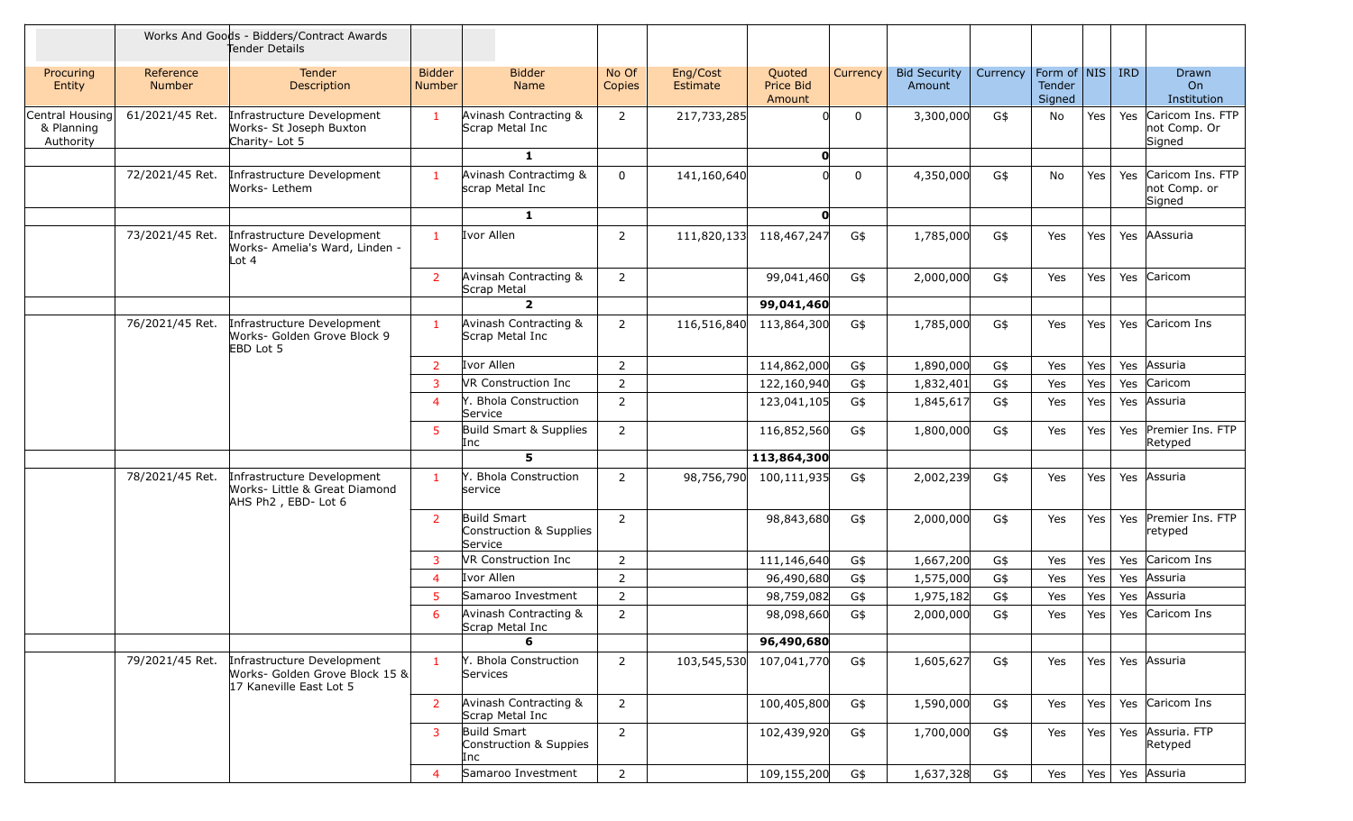| | | Works And Goods - Bidders/Contract Awards Tender Details | | | | | | | | | | | | |
|---|---|---|---|---|---|---|---|---|---|---|---|---|---|---|
| Procuring Entity | Reference Number | Tender Description | Bidder Number | Bidder Name | No Of Copies | Eng/Cost Estimate | Quoted Price Bid Amount | Currency | Bid Security Amount | Currency | Form of Tender Signed | NIS | IRD | Drawn On Institution |
| Central Housing & Planning Authority | 61/2021/45 Ret. | Infrastructure Development Works- St Joseph Buxton Charity- Lot 5 | 1 | Avinash Contracting & Scrap Metal Inc | 2 | 217,733,285 | 0 | 0 | 3,300,000 | G$ | No | Yes | Yes | Caricom Ins. FTP not Comp. Or Signed |
| | | | | **1** | | | **0** | | | | | | | |
| | 72/2021/45 Ret. | Infrastructure Development Works- Lethem | 1 | Avinash Contractimg & scrap Metal Inc | 0 | 141,160,640 | 0 | 0 | 4,350,000 | G$ | No | Yes | Yes | Caricom Ins. FTP not Comp. or Signed |
| | | | | **1** | | | **0** | | | | | | | |
| | 73/2021/45 Ret. | Infrastructure Development Works- Amelia's Ward, Linden - Lot 4 | 1 | Ivor Allen | 2 | 111,820,133 | 118,467,247 | G$ | 1,785,000 | G$ | Yes | Yes | Yes | AAssuria |
| | | | 2 | Avinsah Contracting & Scrap Metal | 2 | | 99,041,460 | G$ | 2,000,000 | G$ | Yes | Yes | Yes | Caricom |
| | | | | **2** | | | **99,041,460** | | | | | | | |
| | 76/2021/45 Ret. | Infrastructure Development Works- Golden Grove Block 9 EBD Lot 5 | 1 | Avinash Contracting & Scrap Metal Inc | 2 | 116,516,840 | 113,864,300 | G$ | 1,785,000 | G$ | Yes | Yes | Yes | Caricom Ins |
| | | | 2 | Ivor Allen | 2 | | 114,862,000 | G$ | 1,890,000 | G$ | Yes | Yes | Yes | Assuria |
| | | | 3 | VR Construction Inc | 2 | | 122,160,940 | G$ | 1,832,401 | G$ | Yes | Yes | Yes | Caricom |
| | | | 4 | Y. Bhola Construction Service | 2 | | 123,041,105 | G$ | 1,845,617 | G$ | Yes | Yes | Yes | Assuria |
| | | | 5 | Build Smart & Supplies Inc | 2 | | 116,852,560 | G$ | 1,800,000 | G$ | Yes | Yes | Yes | Premier Ins. FTP Retyped |
| | | | | **5** | | | **113,864,300** | | | | | | | |
| | 78/2021/45 Ret. | Infrastructure Development Works- Little & Great Diamond AHS Ph2 , EBD- Lot 6 | 1 | Y. Bhola Construction service | 2 | 98,756,790 | 100,111,935 | G$ | 2,002,239 | G$ | Yes | Yes | Yes | Assuria |
| | | | 2 | Build Smart Construction & Supplies Service | 2 | | 98,843,680 | G$ | 2,000,000 | G$ | Yes | Yes | Yes | Premier Ins. FTP retyped |
| | | | 3 | VR Construction Inc | 2 | | 111,146,640 | G$ | 1,667,200 | G$ | Yes | Yes | Yes | Caricom Ins |
| | | | 4 | Ivor Allen | 2 | | 96,490,680 | G$ | 1,575,000 | G$ | Yes | Yes | Yes | Assuria |
| | | | 5 | Samaroo Investment | 2 | | 98,759,082 | G$ | 1,975,182 | G$ | Yes | Yes | Yes | Assuria |
| | | | 6 | Avinash Contracting & Scrap Metal Inc | 2 | | 98,098,660 | G$ | 2,000,000 | G$ | Yes | Yes | Yes | Caricom Ins |
| | | | | **6** | | | **96,490,680** | | | | | | | |
| | 79/2021/45 Ret. | Infrastructure Development Works- Golden Grove Block 15 & 17 Kaneville East Lot 5 | 1 | Y. Bhola Construction Services | 2 | 103,545,530 | 107,041,770 | G$ | 1,605,627 | G$ | Yes | Yes | Yes | Assuria |
| | | | 2 | Avinash Contracting & Scrap Metal Inc | 2 | | 100,405,800 | G$ | 1,590,000 | G$ | Yes | Yes | Yes | Caricom Ins |
| | | | 3 | Build Smart Construction & Suppies Inc | 2 | | 102,439,920 | G$ | 1,700,000 | G$ | Yes | Yes | Yes | Assuria. FTP Retyped |
| | | | 4 | Samaroo Investment | 2 | | 109,155,200 | G$ | 1,637,328 | G$ | Yes | Yes | Yes | Assuria |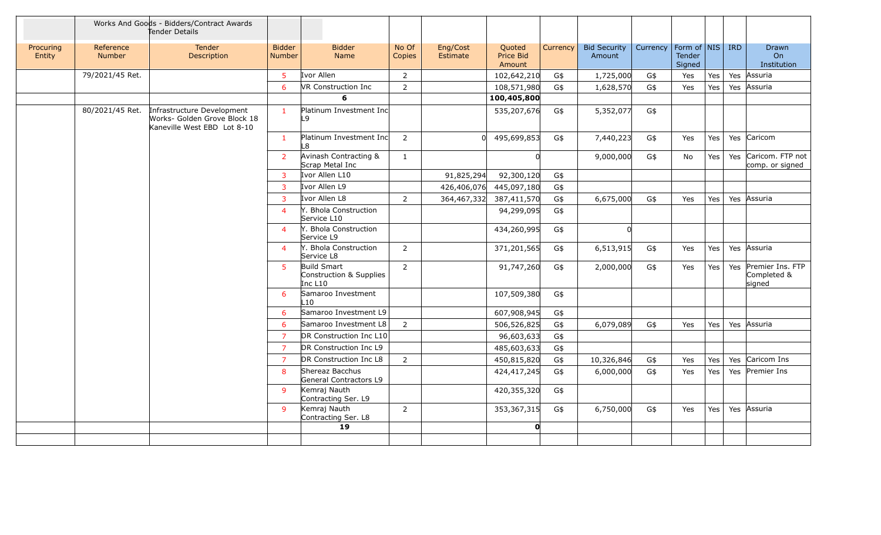| | | Works And Goods - Bidders/Contract Awards Tender Details | | | | | | | | | | | | |
|---|---|---|---|---|---|---|---|---|---|---|---|---|---|---|
| Procuring Entity | Reference Number | Tender Description | Bidder Number | Bidder Name | No Of Copies | Eng/Cost Estimate | Quoted Price Bid Amount | Currency | Bid Security Amount | Currency | Form of Tender Signed | NIS | IRD | Drawn On Institution |
| | 79/2021/45 Ret. | | 5 | Ivor Allen | 2 | | 102,642,210 | G$ | 1,725,000 | G$ | Yes | Yes | Yes | Assuria |
| | | | 6 | VR Construction Inc | 2 | | 108,571,980 | G$ | 1,628,570 | G$ | Yes | Yes | Yes | Assuria |
| | | | | **6** | | | **100,405,800** | | | | | | | |
| | 80/2021/45 Ret. | Infrastructure Development Works- Golden Grove Block 18 Kaneville West EBD Lot 8-10 | 1 | Platinum Investment Inc L9 | | | 535,207,676 | G$ | 5,352,077 | G$ | | | | |
| | | | 1 | Platinum Investment Inc L8 | 2 | 0 | 495,699,853 | G$ | 7,440,223 | G$ | Yes | Yes | Yes | Caricom |
| | | | 2 | Avinash Contracting & Scrap Metal Inc | 1 | | 0 | | 9,000,000 | G$ | No | Yes | Yes | Caricom. FTP not comp. or signed |
| | | | 3 | Ivor Allen L10 | | 91,825,294 | 92,300,120 | G$ | | | | | | |
| | | | 3 | Ivor Allen L9 | | 426,406,076 | 445,097,180 | G$ | | | | | | |
| | | | 3 | Ivor Allen L8 | 2 | 364,467,332 | 387,411,570 | G$ | 6,675,000 | G$ | Yes | Yes | Yes | Assuria |
| | | | 4 | Y. Bhola Construction Service L10 | | | 94,299,095 | G$ | | | | | | |
| | | | 4 | Y. Bhola Construction Service L9 | | | 434,260,995 | G$ | 0 | | | | | |
| | | | 4 | Y. Bhola Construction Service L8 | 2 | | 371,201,565 | G$ | 6,513,915 | G$ | Yes | Yes | Yes | Assuria |
| | | | 5 | Build Smart Construction & Supplies Inc L10 | 2 | | 91,747,260 | G$ | 2,000,000 | G$ | Yes | Yes | Yes | Premier Ins. FTP Completed & signed |
| | | | 6 | Samaroo Investment L10 | | | 107,509,380 | G$ | | | | | | |
| | | | 6 | Samaroo Investment L9 | | | 607,908,945 | G$ | | | | | | |
| | | | 6 | Samaroo Investment L8 | 2 | | 506,526,825 | G$ | 6,079,089 | G$ | Yes | Yes | Yes | Assuria |
| | | | 7 | DR Construction Inc L10 | | | 96,603,633 | G$ | | | | | | |
| | | | 7 | DR Construction Inc L9 | | | 485,603,633 | G$ | | | | | | |
| | | | 7 | DR Construction Inc L8 | 2 | | 450,815,820 | G$ | 10,326,846 | G$ | Yes | Yes | Yes | Caricom Ins |
| | | | 8 | Shereaz Bacchus General Contractors L9 | | | 424,417,245 | G$ | 6,000,000 | G$ | Yes | Yes | Yes | Premier Ins |
| | | | 9 | Kemraj Nauth Contracting Ser. L9 | | | 420,355,320 | G$ | | | | | | |
| | | | 9 | Kemraj Nauth Contracting Ser. L8 | 2 | | 353,367,315 | G$ | 6,750,000 | G$ | Yes | Yes | Yes | Assuria |
| | | | | **19** | | | **0** | | | | | | | |